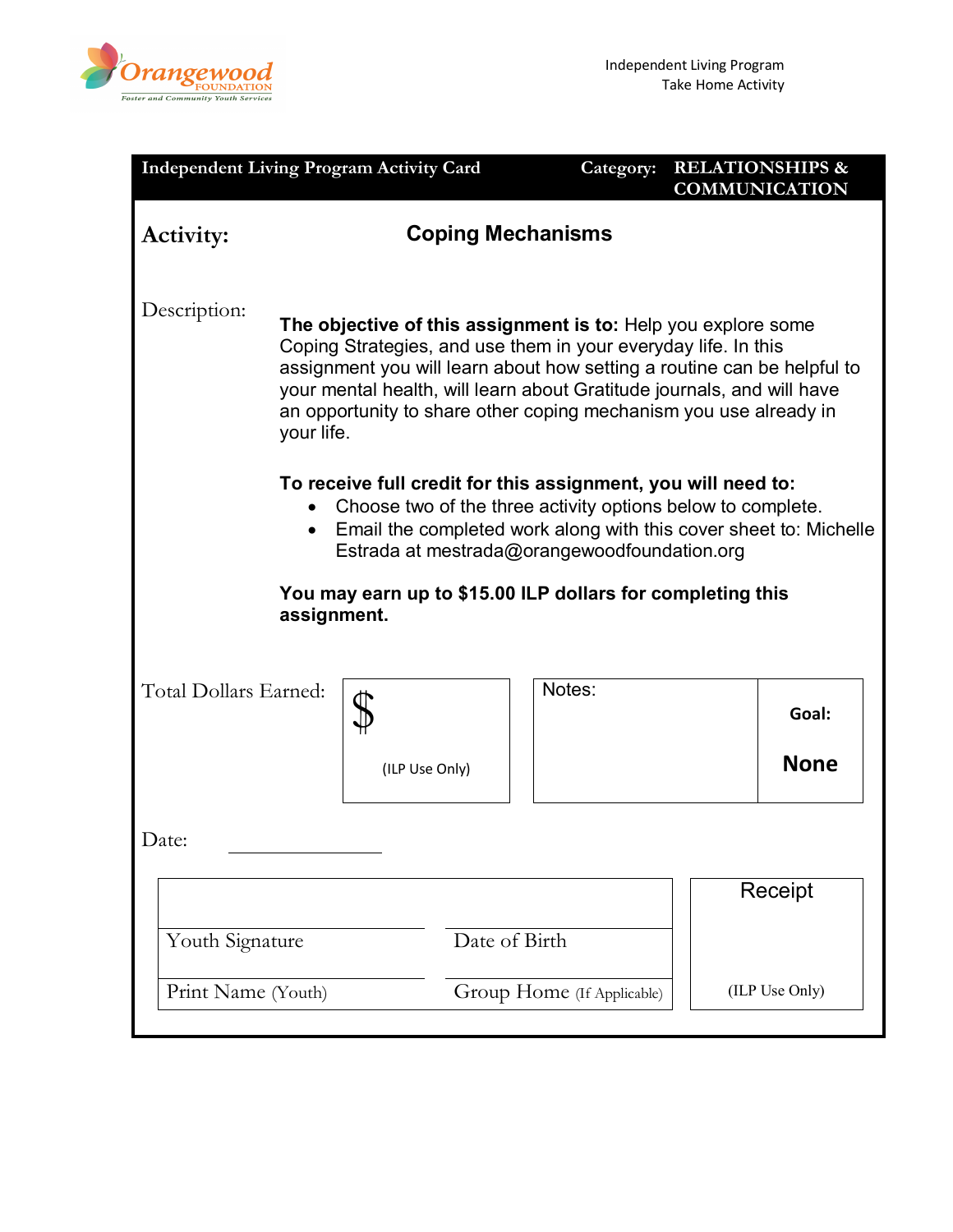Orangewood FOUNDATION
Foster and Community Youth Services

Independent Living Program
Take Home Activity

| Independent Living Program Activity Card | Category: RELATIONSHIPS & COMMUNICATION |
|---|---|

**Activity:** **Coping Mechanisms**

Description:

**The objective of this assignment is to:** Help you explore some Coping Strategies, and use them in your everyday life. In this assignment you will learn about how setting a routine can be helpful to your mental health, will learn about Gratitude journals, and will have an opportunity to share other coping mechanism you use already in your life.

**To receive full credit for this assignment, you will need to:**

- Choose two of the three activity options below to complete.
- Email the completed work along with this cover sheet to: Michelle Estrada at mestrada@orangewoodfoundation.org

**You may earn up to $15.00 ILP dollars for completing this assignment.**

| Total Dollars Earned: | $ (ILP Use Only) | Notes: | **Goal:** **None** |
|---|---|---|---|

Date: ______________

| Youth Signature | Date of Birth | Receipt |
|---|---|---|
| Print Name (Youth) | Group Home (If Applicable) | (ILP Use Only) |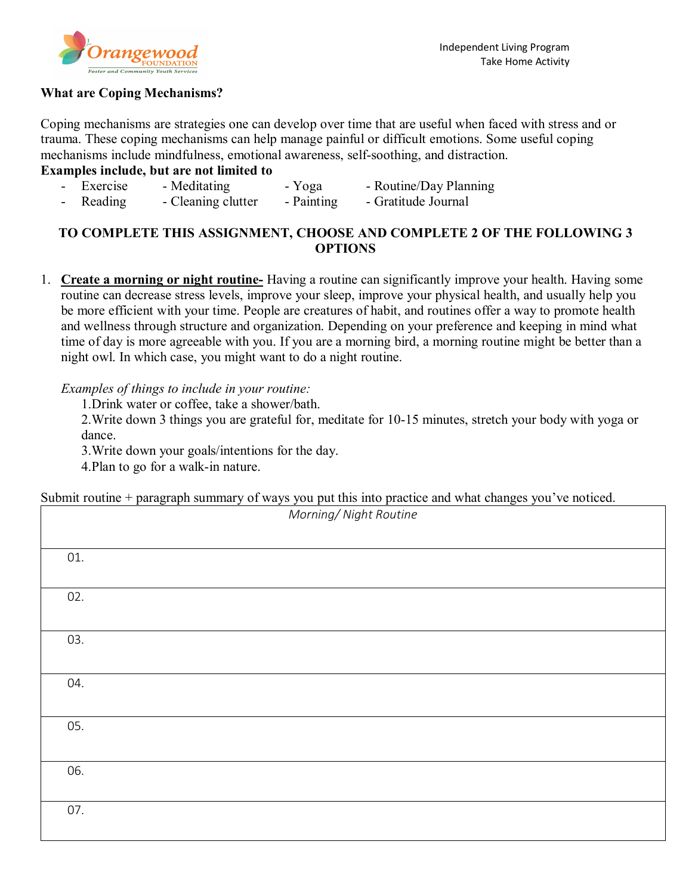Independent Living Program
Take Home Activity

**What are Coping Mechanisms?**

Coping mechanisms are strategies one can develop over time that are useful when faced with stress and or trauma. These coping mechanisms can help manage painful or difficult emotions. Some useful coping mechanisms include mindfulness, emotional awareness, self-soothing, and distraction.

**Examples include, but are not limited to**

- Exercise - Meditating - Yoga - Routine/Day Planning
- Reading - Cleaning clutter - Painting - Gratitude Journal

**TO COMPLETE THIS ASSIGNMENT, CHOOSE AND COMPLETE 2 OF THE FOLLOWING 3 OPTIONS**

1. **Create a morning or night routine-** Having a routine can significantly improve your health. Having some routine can decrease stress levels, improve your sleep, improve your physical health, and usually help you be more efficient with your time. People are creatures of habit, and routines offer a way to promote health and wellness through structure and organization. Depending on your preference and keeping in mind what time of day is more agreeable with you. If you are a morning bird, a morning routine might be better than a night owl. In which case, you might want to do a night routine.

   *Examples of things to include in your routine:*
   1. Drink water or coffee, take a shower/bath.
   2. Write down 3 things you are grateful for, meditate for 10-15 minutes, stretch your body with yoga or dance.
   3. Write down your goals/intentions for the day.
   4. Plan to go for a walk-in nature.

Submit routine + paragraph summary of ways you put this into practice and what changes you've noticed.

| *Morning/ Night Routine* |
|---|
| 01. |
| 02. |
| 03. |
| 04. |
| 05. |
| 06. |
| 07. |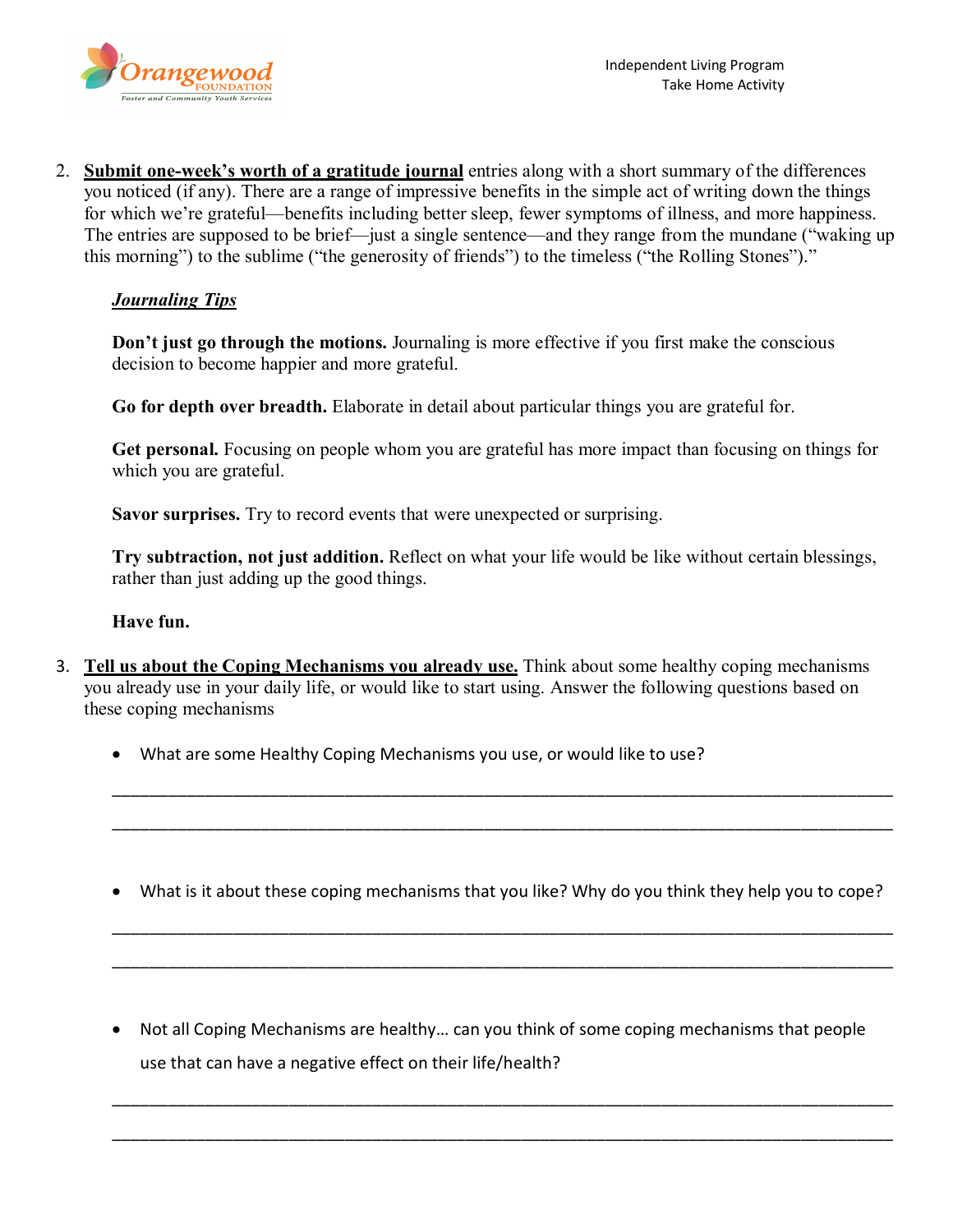2. **<u>Submit one-week's worth of a gratitude journal</u>** entries along with a short summary of the differences you noticed (if any). There are a range of impressive benefits in the simple act of writing down the things for which we're grateful—benefits including better sleep, fewer symptoms of illness, and more happiness. The entries are supposed to be brief—just a single sentence—and they range from the mundane ("waking up this morning") to the sublime ("the generosity of friends") to the timeless ("the Rolling Stones")."

   ***<u>Journaling Tips</u>***

   **Don't just go through the motions.** Journaling is more effective if you first make the conscious decision to become happier and more grateful.

   **Go for depth over breadth.** Elaborate in detail about particular things you are grateful for.

   **Get personal.** Focusing on people whom you are grateful has more impact than focusing on things for which you are grateful.

   **Savor surprises.** Try to record events that were unexpected or surprising.

   **Try subtraction, not just addition.** Reflect on what your life would be like without certain blessings, rather than just adding up the good things.

   **Have fun.**

3. **<u>Tell us about the Coping Mechanisms you already use.</u>** Think about some healthy coping mechanisms you already use in your daily life, or would like to start using. Answer the following questions based on these coping mechanisms

   - What are some Healthy Coping Mechanisms you use, or would like to use?

   ______________________________________________________________________________

   ______________________________________________________________________________

   - What is it about these coping mechanisms that you like? Why do you think they help you to cope?

   ______________________________________________________________________________

   ______________________________________________________________________________

   - Not all Coping Mechanisms are healthy… can you think of some coping mechanisms that people use that can have a negative effect on their life/health?

   ______________________________________________________________________________

   ______________________________________________________________________________